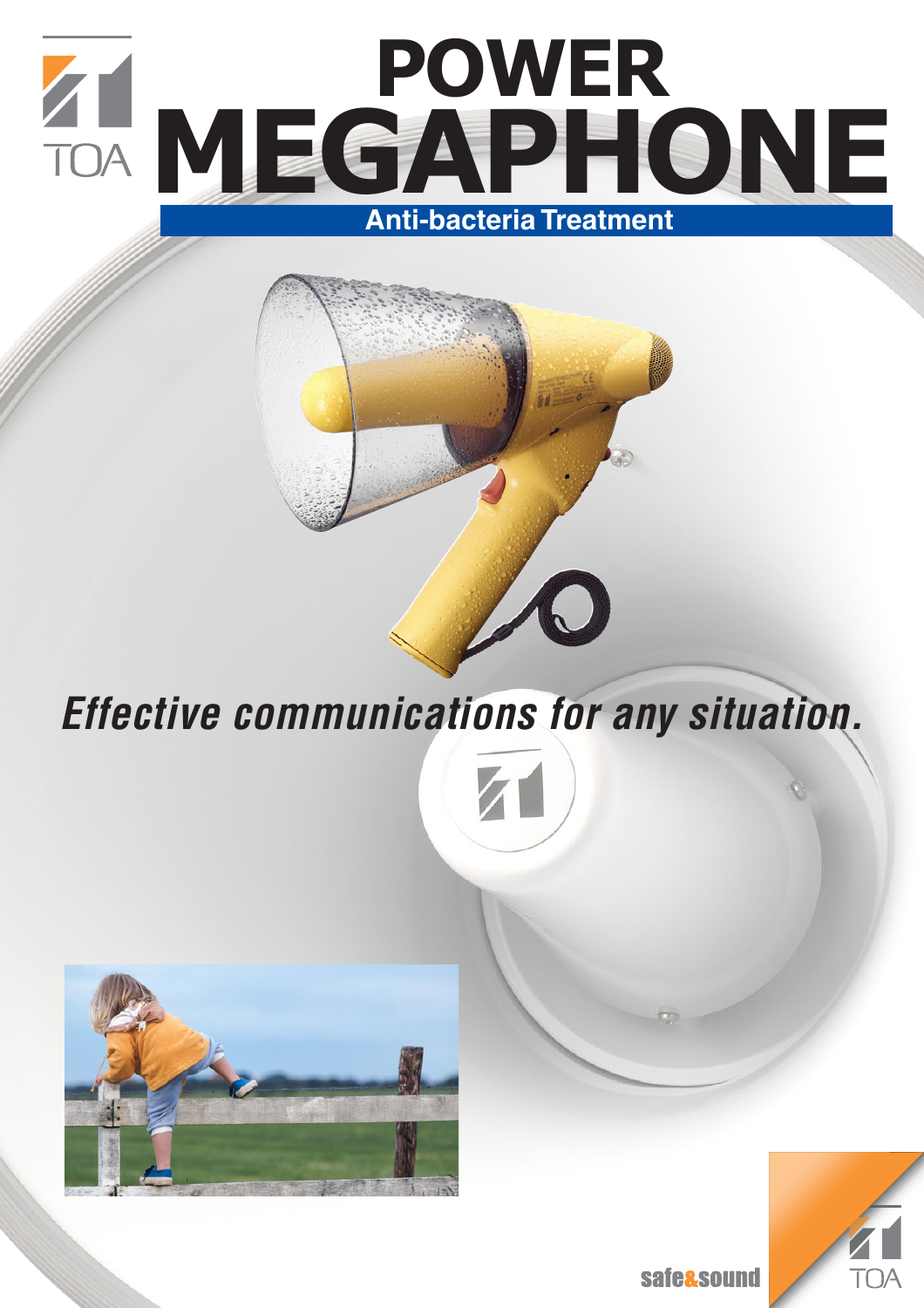# POWER MEGAPHONE

**Anti-bacteria Treatment**

*Effective communications for any situation.*

safe&sound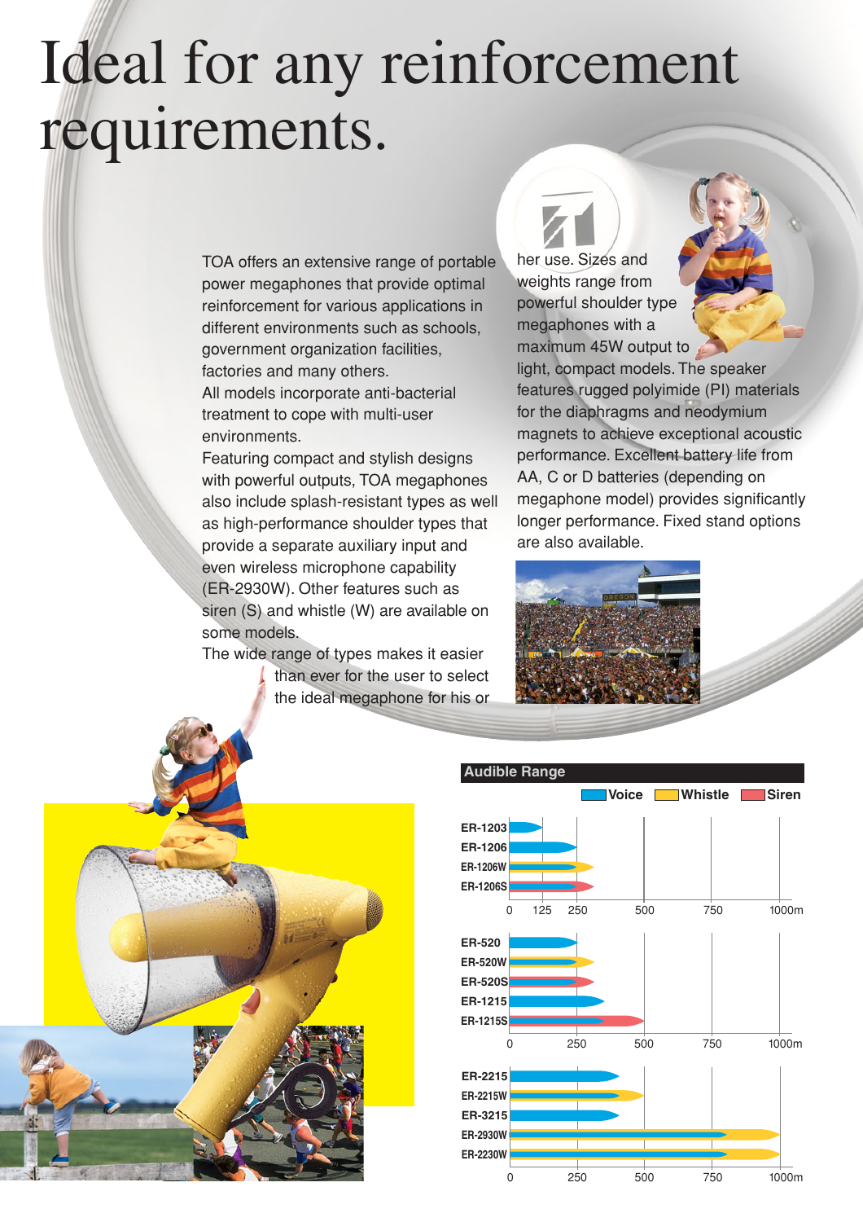# Ideal for any reinforcement requirements.

TOA offers an extensive range of portable power megaphones that provide optimal reinforcement for various applications in different environments such as schools, government organization facilities, factories and many others.

All models incorporate anti-bacterial treatment to cope with multi-user environments.

Featuring compact and stylish designs with powerful outputs, TOA megaphones also include splash-resistant types as well as high-performance shoulder types that provide a separate auxiliary input and even wireless microphone capability (ER-2930W). Other features such as siren (S) and whistle (W) are available on some models.

The wide range of types makes it easier than ever for the user to select the ideal megaphone for his or her use. Sizes and weights range from powerful shoulder type megaphones with a maximum 45W output to light, compact models. The speaker features rugged polyimide (PI) materials for the diaphragms and neodymium magnets to achieve exceptional acoustic performance. Excellent battery life from AA, C or D batteries (depending on megaphone model) provides significantly longer performance. Fixed stand options are also available.

## Audible Range

Voice / Whistle / Siren

ER-1203, ER-1206, ER-1206W, ER-1206S

0 125 250 500 750 1000m

ER-520, ER-520W, ER-520S, ER-1215, ER-1215S

0 250 500 750 1000m

ER-2215, ER-2215W, ER-3215, ER-2930W, ER-2230W

0 250 500 750 1000m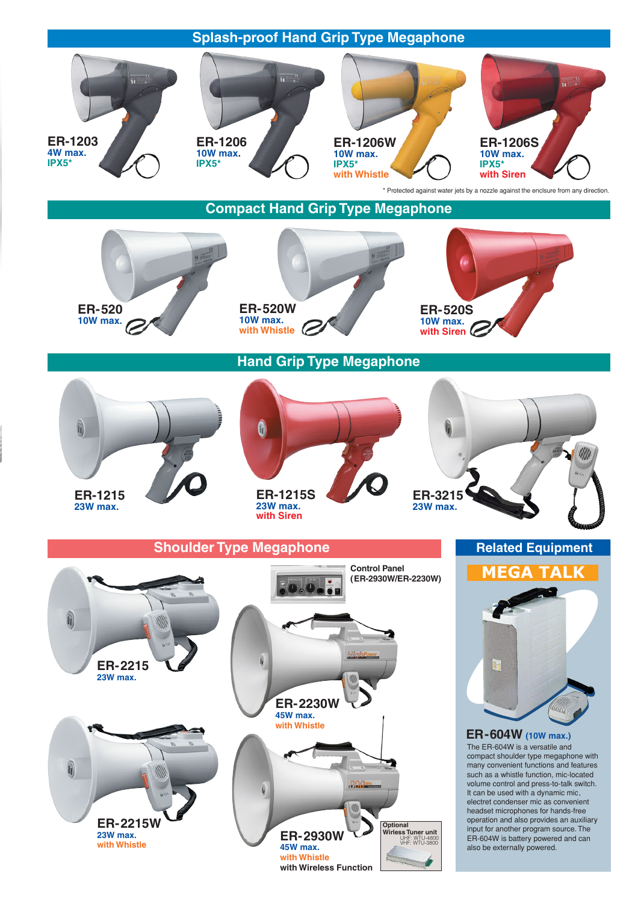## Splash-proof Hand Grip Type Megaphone

**ER-1203**
4W max.
IPX5*

**ER-1206**
10W max.
IPX5*

**ER-1206W**
10W max.
IPX5*
with Whistle

**ER-1206S**
10W max.
IPX5*
with Siren

\* Protected against water jets by a nozzle against the enclsure from any direction.

## Compact Hand Grip Type Megaphone

**ER-520**
10W max.

**ER-520W**
10W max.
with Whistle

**ER-520S**
10W max.
with Siren

## Hand Grip Type Megaphone

**ER-1215**
23W max.

**ER-1215S**
23W max.
with Siren

**ER-3215**
23W max.

## Shoulder Type Megaphone

**ER-2215**
23W max.

Control Panel (ER-2930W/ER-2230W)

**ER-2230W**
45W max.
with Whistle

**ER-2215W**
23W max.
with Whistle

**ER-2930W**
45W max.
with Whistle
with Wireless Function

Optional
Wirless Tuner unit
UHF: WTU-4800
VHF: WTU-3800

## Related Equipment

### MEGA TALK

**ER-604W** (10W max.)

The ER-604W is a versatile and compact shoulder type megaphone with many convenient functions and features such as a whistle function, mic-located volume control and press-to-talk switch. It can be used with a dynamic mic, electret condenser mic as convenient headset microphones for hands-free operation and also provides an auxiliary input for another program source. The ER-604W is battery powered and can also be externally powered.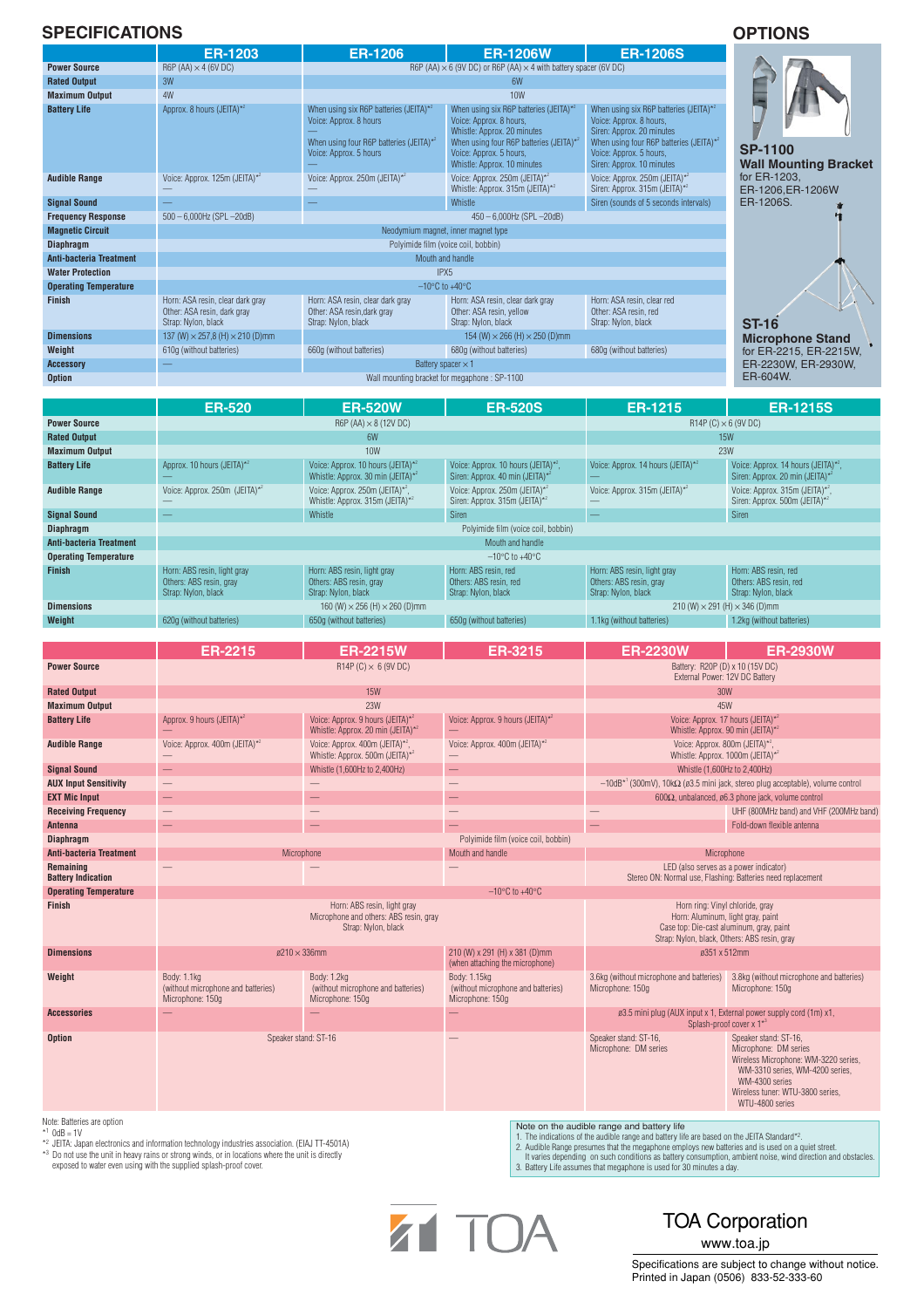## SPECIFICATIONS

| | ER-1203 | ER-1206 | ER-1206W | ER-1206S |
|---|---|---|---|---|
| Power Source | R6P (AA) × 4 (6V DC) | R6P (AA) × 6 (9V DC) or R6P (AA) × 4 with battery spacer (6V DC) | | |
| Rated Output | 3W | 6W | | |
| Maximum Output | 4W | 10W | | |
| Battery Life | Approx. 8 hours (JEITA)*2 | When using six R6P batteries (JEITA)*2 Voice: Approx. 8 hours — When using four R6P batteries (JEITA)*2 Voice: Approx. 5 hours | When using six R6P batteries (JEITA)*2 Voice: Approx. 8 hours, Whistle: Approx. 20 minutes When using four R6P batteries (JEITA)*2 Voice: Approx. 5 hours, Whistle: Approx. 10 minutes | When using six R6P batteries (JEITA)*2 Voice: Approx. 8 hours, Siren: Approx. 20 minutes When using four R6P batteries (JEITA)*2 Voice: Approx. 5 hours, Siren: Approx. 10 minutes |
| Audible Range | Voice: Approx. 125m (JEITA)*2 — | Voice: Approx. 250m (JEITA)*2 | Voice: Approx. 250m (JEITA)*2 Whistle: Approx. 315m (JEITA)*2 | Voice: Approx. 250m (JEITA)*2 Siren: Approx. 315m (JEITA)*2 |
| Signal Sound | — | — | Whistle | Siren (sounds of 5 seconds intervals) |
| Frequency Response | 500 – 6,000Hz (SPL –20dB) | 450 – 6,000Hz (SPL –20dB) | | |
| Magnetic Circuit | Neodymium magnet, inner magnet type | | | |
| Diaphragm | Polyimide film (voice coil, bobbin) | | | |
| Anti-bacteria Treatment | Mouth and handle | | | |
| Water Protection | IPX5 | | | |
| Operating Temperature | –10°C to +40°C | | | |
| Finish | Horn: ASA resin, clear dark gray Other: ASA resin, dark gray Strap: Nylon, black | Horn: ASA resin, clear dark gray Other: ASA resin,dark gray Strap: Nylon, black | Horn: ASA resin, clear dark gray Other: ASA resin, yellow Strap: Nylon, black | Horn: ASA resin, clear red Other: ASA resin, red Strap: Nylon, black |
| Dimensions | 137 (W) × 257.8 (H) × 210 (D)mm | 154 (W) × 266 (H) × 250 (D)mm | | |
| Weight | 610g (without batteries) | 660g (without batteries) | 680g (without batteries) | 680g (without batteries) |
| Accessory | — | Battery spacer × 1 | | |
| Option | Wall mounting bracket for megaphone : SP-1100 | | | |

## OPTIONS

**SP-1100**
**Wall Mounting Bracket**
for ER-1203, ER-1206,ER-1206W ER-1206S.

**ST-16**
**Microphone Stand**
for ER-2215, ER-2215W, ER-2230W, ER-2930W, ER-604W.

| | ER-520 | ER-520W | ER-520S | ER-1215 | ER-1215S |
|---|---|---|---|---|---|
| Power Source | R6P (AA) × 8 (12V DC) | | | R14P (C) × 6 (9V DC) | |
| Rated Output | 6W | | | 15W | |
| Maximum Output | 10W | | | 23W | |
| Battery Life | Approx. 10 hours (JEITA)*2 — | Voice: Approx. 10 hours (JEITA)*2 Whistle: Approx. 30 min (JEITA)*2 | Voice: Approx. 10 hours (JEITA)*2, Siren: Approx. 40 min (JEITA)*2 | Voice: Approx. 14 hours (JEITA)*2 — | Voice: Approx. 14 hours (JEITA)*2, Siren: Approx. 20 min (JEITA)*2 |
| Audible Range | Voice: Approx. 250m (JEITA)*2 — | Voice: Approx. 250m (JEITA)*2, Whistle: Approx. 315m (JEITA)*2 | Voice: Approx. 250m (JEITA)*2 Siren: Approx. 315m (JEITA)*2 | Voice: Approx. 315m (JEITA)*2 — | Voice: Approx. 315m (JEITA)*2, Siren: Approx. 500m (JEITA)*2 |
| Signal Sound | — | Whistle | Siren | — | Siren |
| Diaphragm | Polyimide film (voice coil, bobbin) | | | | |
| Anti-bacteria Treatment | Mouth and handle | | | | |
| Operating Temperature | –10°C to +40°C | | | | |
| Finish | Horn: ABS resin, light gray Others: ABS resin, gray Strap: Nylon, black | Horn: ABS resin, light gray Others: ABS resin, gray Strap: Nylon, black | Horn: ABS resin, red Others: ABS resin, red Strap: Nylon, black | Horn: ABS resin, light gray Others: ABS resin, gray Strap: Nylon, black | Horn: ABS resin, red Others: ABS resin, red Strap: Nylon, black |
| Dimensions | 160 (W) × 256 (H) × 260 (D)mm | | | 210 (W) × 291 (H) × 346 (D)mm | |
| Weight | 620g (without batteries) | 650g (without batteries) | 650g (without batteries) | 1.1kg (without batteries) | 1.2kg (without batteries) |

| | ER-2215 | ER-2215W | ER-3215 | ER-2230W | ER-2930W |
|---|---|---|---|---|---|
| Power Source | R14P (C) × 6 (9V DC) | | | Battery: R20P (D) x 10 (15V DC) External Power: 12V DC Battery | |
| Rated Output | 15W | | | 30W | |
| Maximum Output | 23W | | | 45W | |
| Battery Life | Approx. 9 hours (JEITA)*2 — | Voice: Approx. 9 hours (JEITA)*2 Whistle: Approx. 20 min (JEITA)*2 | Voice: Approx. 9 hours (JEITA)*2 — | Voice: Approx. 17 hours (JEITA)*2 Whistle: Approx. 90 min (JEITA)*2 | |
| Audible Range | Voice: Approx. 400m (JEITA)*2 — | Voice: Approx. 400m (JEITA)*2, Whistle: Approx. 500m (JEITA)*2 | Voice: Approx. 400m (JEITA)*2 — | Voice: Approx. 800m (JEITA)*2, Whistle: Approx. 1000m (JEITA)*2 | |
| Signal Sound | — | Whistle (1,600Hz to 2,400Hz) | — | Whistle (1,600Hz to 2,400Hz) | |
| AUX Input Sensitivity | — | — | — | –10dB*1 (300mV), 10kΩ (ø3.5 mini jack, stereo plug acceptable), volume control | |
| EXT Mic Input | — | — | — | 600Ω, unbalanced, ø6.3 phone jack, volume control | |
| Receiving Frequency | — | — | — | — | UHF (800MHz band) and VHF (200MHz band) |
| Antenna | — | — | — | — | Fold-down flexible antenna |
| Diaphragm | Polyimide film (voice coil, bobbin) | | | | |
| Anti-bacteria Treatment | Microphone | | Mouth and handle | Microphone | |
| Remaining Battery Indication | — | — | — | LED (also serves as a power indicator) Stereo ON: Normal use, Flashing: Batteries need replacement | |
| Operating Temperature | –10°C to +40°C | | | | |
| Finish | Horn: ABS resin, light gray Microphone and others: ABS resin, gray Strap: Nylon, black | | | Horn ring: Vinyl chloride, gray Horn: Aluminum, light gray, paint Case top: Die-cast aluminum, gray, paint Strap: Nylon, black, Others: ABS resin, gray | |
| Dimensions | ø210 × 336mm | | 210 (W) × 291 (H) × 381 (D)mm (when attaching the microphone) | ø351 x 512mm | |
| Weight | Body: 1.1kg (without microphone and batteries) Microphone: 150g | Body: 1.2kg (without microphone and batteries) Microphone: 150g | Body: 1.15kg (without microphone and batteries) Microphone: 150g | 3.6kg (without microphone and batteries) Microphone: 150g | 3.8kg (without microphone and batteries) Microphone: 150g |
| Accessories | — | — | — | ø3.5 mini plug (AUX input x 1, External power supply cord (1m) x1, Splash-proof cover x 1*3 | |
| Option | Speaker stand: ST-16 | | — | Speaker stand: ST-16, Microphone: DM series | Speaker stand: ST-16, Microphone: DM series Wireless Microphone: WM-3220 series, WM-3310 series, WM-4220 series, WM-4300 series Wireless tuner: WTU-3800 series, WTU-4800 series |

Note: Batteries are option
*1 0dB = 1V
*2 JEITA: Japan electronics and information technology industries association. (EIAJ TT-4501A)
*3 Do not use the unit in heavy rains or strong winds, or in locations where the unit is directly exposed to water even using with the supplied splash-proof cover.

Note on the audible range and battery life
1. The indications of the audible range and battery life are based on the JEITA Standard*2.
2. Audible Range presumes that the megaphone employs new batteries and is used on a quiet street. It varies depending on such conditions as battery consumption, ambient noise, wind direction and obstacles.
3. Battery Life assumes that megaphone is used for 30 minutes a day.

TOA

**TOA Corporation**
www.toa.jp

Specifications are subject to change without notice.
Printed in Japan (0506) 833-52-333-60